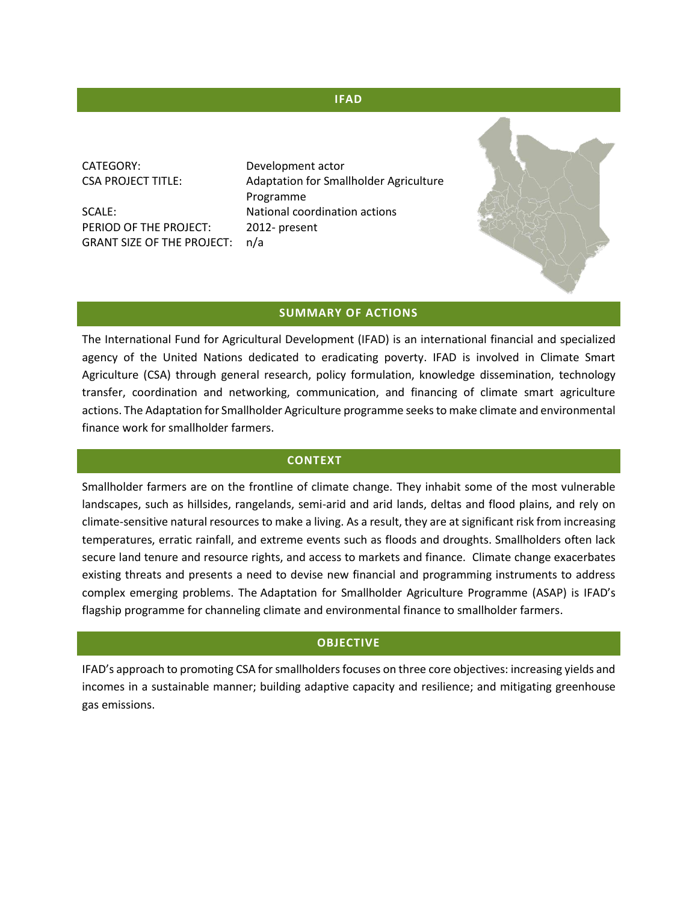## IFAD

CATEGORY: Development actor
CSA PROJECT TITLE: Adaptation for Smallholder Agriculture Programme
SCALE: National coordination actions
PERIOD OF THE PROJECT: 2012- present
GRANT SIZE OF THE PROJECT: n/a

## SUMMARY OF ACTIONS

The International Fund for Agricultural Development (IFAD) is an international financial and specialized agency of the United Nations dedicated to eradicating poverty. IFAD is involved in Climate Smart Agriculture (CSA) through general research, policy formulation, knowledge dissemination, technology transfer, coordination and networking, communication, and financing of climate smart agriculture actions. The Adaptation for Smallholder Agriculture programme seeks to make climate and environmental finance work for smallholder farmers.

## CONTEXT

Smallholder farmers are on the frontline of climate change. They inhabit some of the most vulnerable landscapes, such as hillsides, rangelands, semi-arid and arid lands, deltas and flood plains, and rely on climate-sensitive natural resources to make a living. As a result, they are at significant risk from increasing temperatures, erratic rainfall, and extreme events such as floods and droughts. Smallholders often lack secure land tenure and resource rights, and access to markets and finance. Climate change exacerbates existing threats and presents a need to devise new financial and programming instruments to address complex emerging problems. The Adaptation for Smallholder Agriculture Programme (ASAP) is IFAD's flagship programme for channeling climate and environmental finance to smallholder farmers.

## OBJECTIVE

IFAD's approach to promoting CSA for smallholders focuses on three core objectives: increasing yields and incomes in a sustainable manner; building adaptive capacity and resilience; and mitigating greenhouse gas emissions.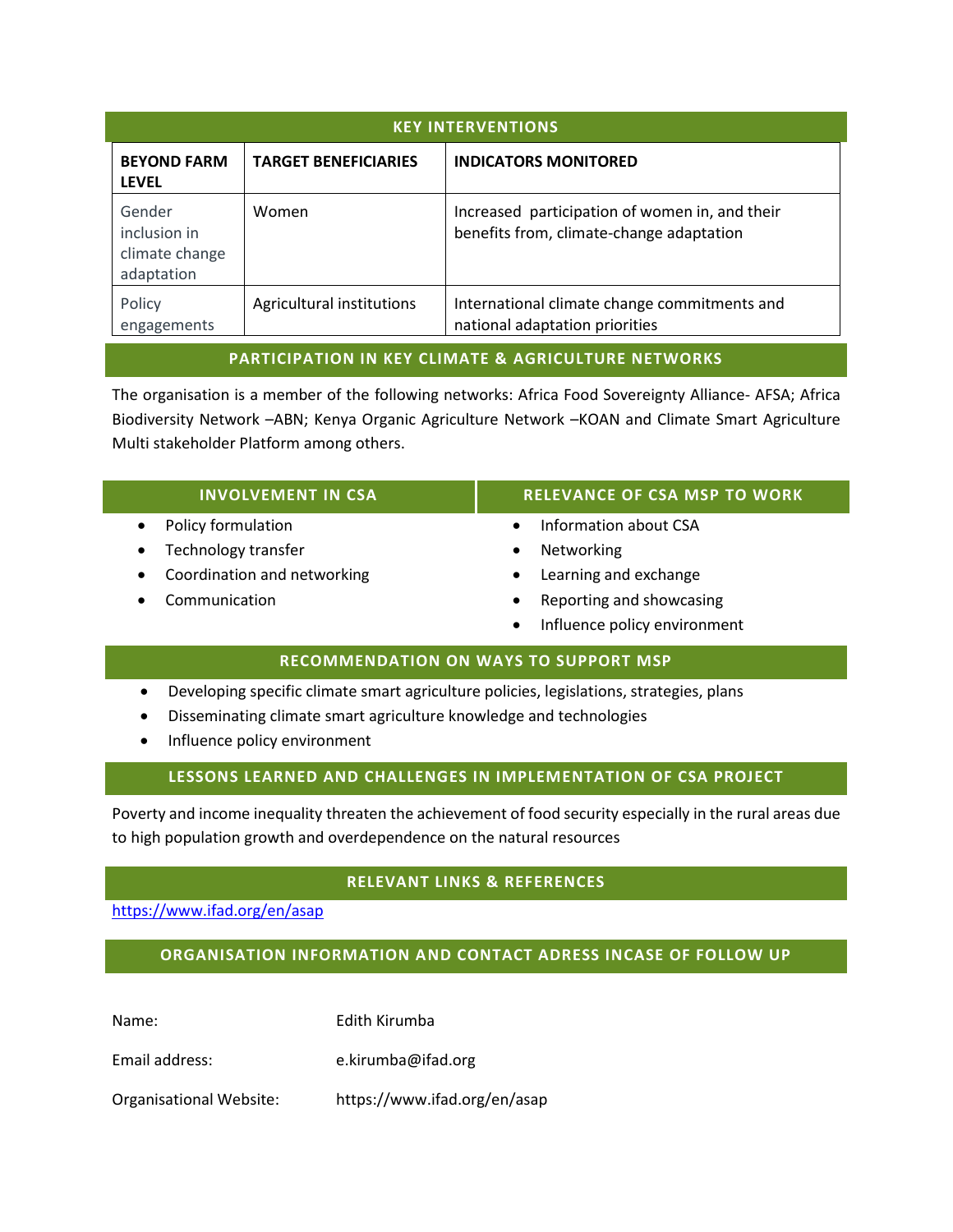## KEY INTERVENTIONS

| BEYOND FARM LEVEL | TARGET BENEFICIARIES | INDICATORS MONITORED |
|---|---|---|
| Gender inclusion in climate change adaptation | Women | Increased participation of women in, and their benefits from, climate-change adaptation |
| Policy engagements | Agricultural institutions | International climate change commitments and national adaptation priorities |

## PARTICIPATION IN KEY CLIMATE & AGRICULTURE NETWORKS

The organisation is a member of the following networks: Africa Food Sovereignty Alliance- AFSA; Africa Biodiversity Network –ABN; Kenya Organic Agriculture Network –KOAN and Climate Smart Agriculture Multi stakeholder Platform among others.

## INVOLVEMENT IN CSA

- Policy formulation
- Technology transfer
- Coordination and networking
- Communication

## RELEVANCE OF CSA MSP TO WORK

- Information about CSA
- Networking
- Learning and exchange
- Reporting and showcasing
- Influence policy environment

## RECOMMENDATION ON WAYS TO SUPPORT MSP

- Developing specific climate smart agriculture policies, legislations, strategies, plans
- Disseminating climate smart agriculture knowledge and technologies
- Influence policy environment

## LESSONS LEARNED AND CHALLENGES IN IMPLEMENTATION OF CSA PROJECT

Poverty and income inequality threaten the achievement of food security especially in the rural areas due to high population growth and overdependence on the natural resources

## RELEVANT LINKS & REFERENCES

https://www.ifad.org/en/asap

## ORGANISATION INFORMATION AND CONTACT ADRESS INCASE OF FOLLOW UP

Name: Edith Kirumba

Email address: e.kirumba@ifad.org

Organisational Website: https://www.ifad.org/en/asap